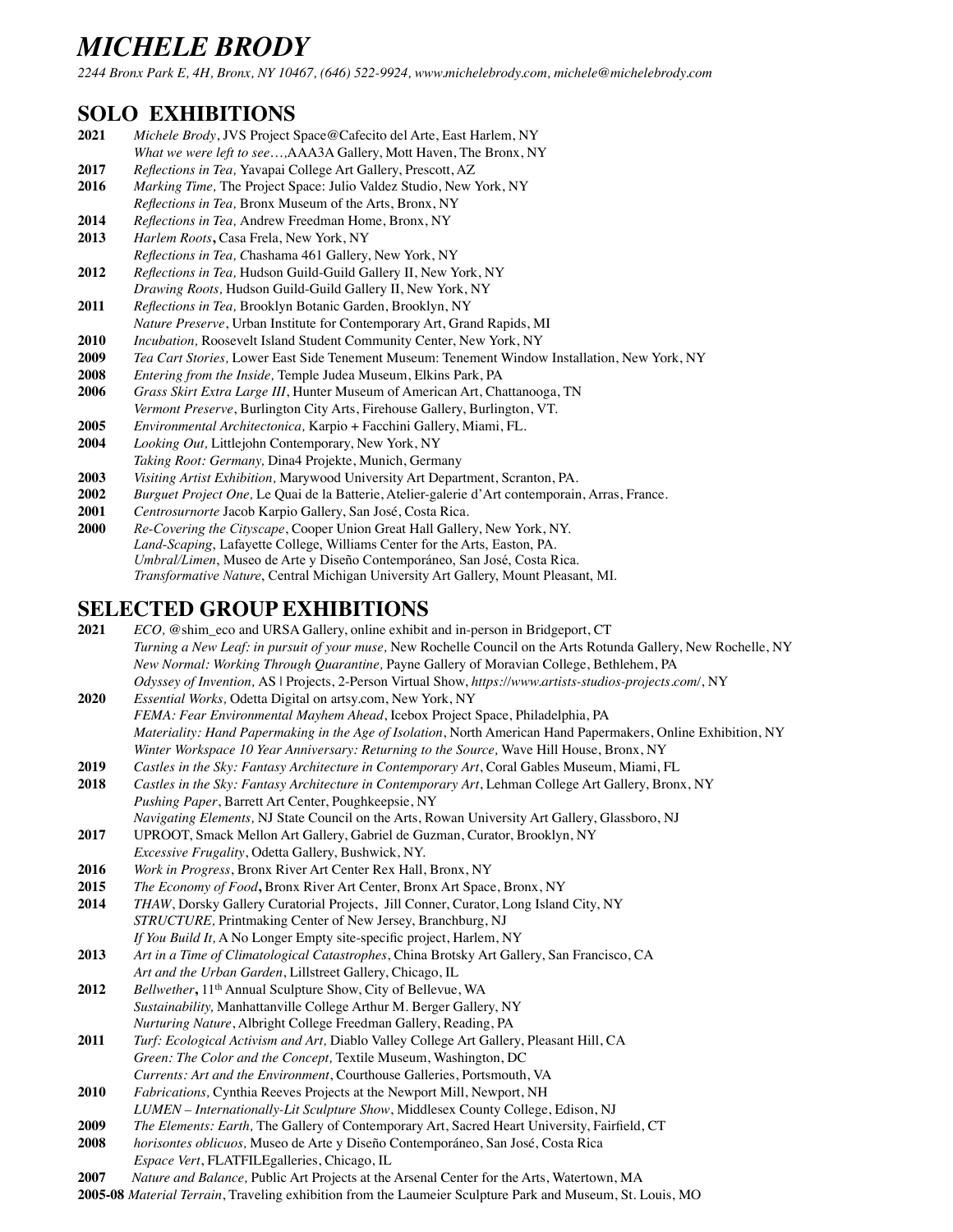# *MICHELE BRODY*

*2244 Bronx Park E, 4H, Bronx, NY 10467, (646) 522-9924, www.michelebrody.com, michele@michelebrody.com*

## SOLO EXHIBITIONS

**2021** *Michele Brody*, JVS Project Space@Cafecito del Arte, East Harlem, NY
*What we were left to see…,*AAA3A Gallery, Mott Haven, The Bronx, NY
**2017** *Reflections in Tea,* Yavapai College Art Gallery, Prescott, AZ
**2016** *Marking Time,* The Project Space: Julio Valdez Studio, New York, NY
*Reflections in Tea,* Bronx Museum of the Arts, Bronx, NY
**2014** *Reflections in Tea,* Andrew Freedman Home, Bronx, NY
**2013** *Harlem Roots***,** Casa Frela, New York, NY
*Reflections in Tea, C*hashama 461 Gallery, New York, NY
**2012** *Reflections in Tea,* Hudson Guild-Guild Gallery II, New York, NY
*Drawing Roots,* Hudson Guild-Guild Gallery II, New York, NY
**2011** *Reflections in Tea,* Brooklyn Botanic Garden, Brooklyn, NY
*Nature Preserve*, Urban Institute for Contemporary Art, Grand Rapids, MI
**2010** *Incubation,* Roosevelt Island Student Community Center, New York, NY
**2009** *Tea Cart Stories,* Lower East Side Tenement Museum: Tenement Window Installation, New York, NY
**2008** *Entering from the Inside,* Temple Judea Museum, Elkins Park, PA
**2006** *Grass Skirt Extra Large III*, Hunter Museum of American Art, Chattanooga, TN
*Vermont Preserve*, Burlington City Arts, Firehouse Gallery, Burlington, VT.
**2005** *Environmental Architectonica,* Karpio + Facchini Gallery, Miami, FL.
**2004** *Looking Out,* Littlejohn Contemporary, New York, NY
*Taking Root: Germany,* Dina4 Projekte, Munich, Germany
**2003** *Visiting Artist Exhibition,* Marywood University Art Department, Scranton, PA.
**2002** *Burguet Project One,* Le Quai de la Batterie, Atelier-galerie d'Art contemporain, Arras, France.
**2001** *Centrosurnorte* Jacob Karpio Gallery, San José, Costa Rica.
**2000** *Re-Covering the Cityscape*, Cooper Union Great Hall Gallery, New York, NY.
*Land-Scaping*, Lafayette College, Williams Center for the Arts, Easton, PA.
*Umbral/Limen*, Museo de Arte y Diseño Contemporáneo, San José, Costa Rica.
*Transformative Nature*, Central Michigan University Art Gallery, Mount Pleasant, MI.

## SELECTED GROUP EXHIBITIONS

**2021** *ECO,* @shim_eco and URSA Gallery, online exhibit and in-person in Bridgeport, CT
*Turning a New Leaf: in pursuit of your muse,* New Rochelle Council on the Arts Rotunda Gallery, New Rochelle, NY
*New Normal: Working Through Quarantine,* Payne Gallery of Moravian College, Bethlehem, PA
*Odyssey of Invention,* AS | Projects, 2-Person Virtual Show, *https://www.artists-studios-projects.com/*, NY
**2020** *Essential Works,* Odetta Digital on artsy.com, New York, NY
*FEMA: Fear Environmental Mayhem Ahead*, Icebox Project Space, Philadelphia, PA
*Materiality: Hand Papermaking in the Age of Isolation*, North American Hand Papermakers, Online Exhibition, NY
*Winter Workspace 10 Year Anniversary: Returning to the Source,* Wave Hill House, Bronx, NY
**2019** *Castles in the Sky: Fantasy Architecture in Contemporary Art*, Coral Gables Museum, Miami, FL
**2018** *Castles in the Sky: Fantasy Architecture in Contemporary Art*, Lehman College Art Gallery, Bronx, NY
*Pushing Paper*, Barrett Art Center, Poughkeepsie, NY
*Navigating Elements,* NJ State Council on the Arts, Rowan University Art Gallery, Glassboro, NJ
**2017** UPROOT, Smack Mellon Art Gallery, Gabriel de Guzman, Curator, Brooklyn, NY
*Excessive Frugality*, Odetta Gallery, Bushwick, NY.
**2016** *Work in Progress*, Bronx River Art Center Rex Hall, Bronx, NY
**2015** *The Economy of Food***,** Bronx River Art Center, Bronx Art Space, Bronx, NY
**2014** *THAW*, Dorsky Gallery Curatorial Projects, Jill Conner, Curator, Long Island City, NY
*STRUCTURE,* Printmaking Center of New Jersey, Branchburg, NJ
*If You Build It,* A No Longer Empty site-specific project, Harlem, NY
**2013** *Art in a Time of Climatological Catastrophes*, China Brotsky Art Gallery, San Francisco, CA
*Art and the Urban Garden*, Lillstreet Gallery, Chicago, IL
**2012** *Bellwether***,** 11th Annual Sculpture Show, City of Bellevue, WA
*Sustainability,* Manhattanville College Arthur M. Berger Gallery, NY
*Nurturing Nature*, Albright College Freedman Gallery, Reading, PA
**2011** *Turf: Ecological Activism and Art,* Diablo Valley College Art Gallery, Pleasant Hill, CA
*Green: The Color and the Concept,* Textile Museum, Washington, DC
*Currents: Art and the Environment*, Courthouse Galleries, Portsmouth, VA
**2010** *Fabrications,* Cynthia Reeves Projects at the Newport Mill, Newport, NH
*LUMEN – Internationally-Lit Sculpture Show*, Middlesex County College, Edison, NJ
**2009** *The Elements: Earth,* The Gallery of Contemporary Art, Sacred Heart University, Fairfield, CT
**2008** *horisontes oblicuos,* Museo de Arte y Diseño Contemporáneo, San José, Costa Rica
*Espace Vert*, FLATFILEgalleries, Chicago, IL
**2007** *Nature and Balance,* Public Art Projects at the Arsenal Center for the Arts, Watertown, MA
**2005-08** *Material Terrain*, Traveling exhibition from the Laumeier Sculpture Park and Museum, St. Louis, MO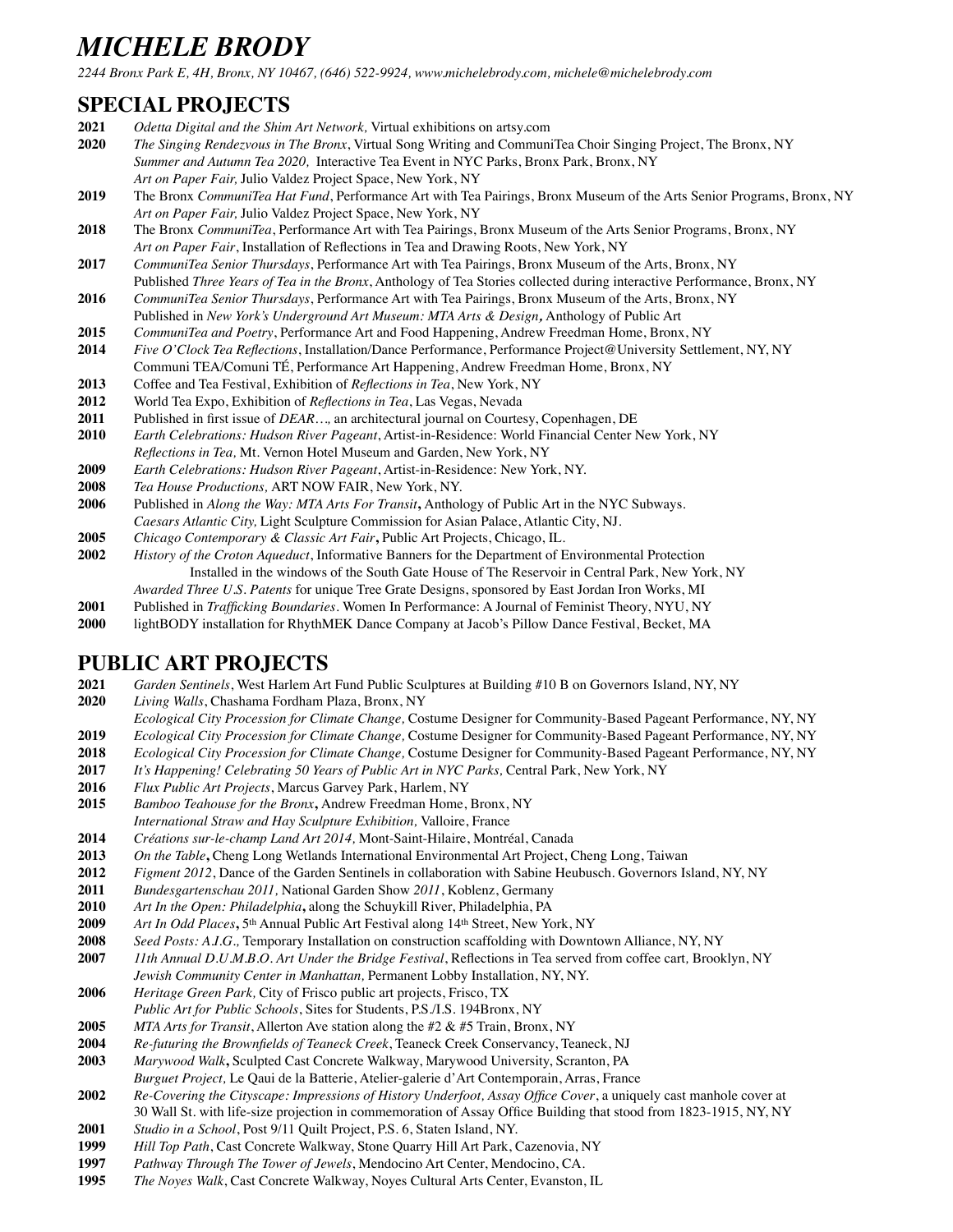# *MICHELE BRODY*

*2244 Bronx Park E, 4H, Bronx, NY 10467, (646) 522-9924, www.michelebrody.com, michele@michelebrody.com*

## SPECIAL PROJECTS

**2021** *Odetta Digital and the Shim Art Network,* Virtual exhibitions on artsy.com
**2020** *The Singing Rendezvous in The Bronx*, Virtual Song Writing and CommuniTea Choir Singing Project, The Bronx, NY
*Summer and Autumn Tea 2020,* Interactive Tea Event in NYC Parks, Bronx Park, Bronx, NY
*Art on Paper Fair,* Julio Valdez Project Space, New York, NY
**2019** The Bronx *CommuniTea Hat Fund*, Performance Art with Tea Pairings, Bronx Museum of the Arts Senior Programs, Bronx, NY
*Art on Paper Fair,* Julio Valdez Project Space, New York, NY
**2018** The Bronx *CommuniTea*, Performance Art with Tea Pairings, Bronx Museum of the Arts Senior Programs, Bronx, NY
*Art on Paper Fair*, Installation of Reflections in Tea and Drawing Roots, New York, NY
**2017** *CommuniTea Senior Thursdays*, Performance Art with Tea Pairings, Bronx Museum of the Arts, Bronx, NY
Published *Three Years of Tea in the Bronx*, Anthology of Tea Stories collected during interactive Performance, Bronx, NY
**2016** *CommuniTea Senior Thursdays*, Performance Art with Tea Pairings, Bronx Museum of the Arts, Bronx, NY
Published in *New York's Underground Art Museum: MTA Arts & Design,* Anthology of Public Art
**2015** *CommuniTea and Poetry*, Performance Art and Food Happening, Andrew Freedman Home, Bronx, NY
**2014** *Five O'Clock Tea Reflections*, Installation/Dance Performance, Performance Project@University Settlement, NY, NY
Communi TEA/Comuni TÉ, Performance Art Happening, Andrew Freedman Home, Bronx, NY
**2013** Coffee and Tea Festival, Exhibition of *Reflections in Tea*, New York, NY
**2012** World Tea Expo, Exhibition of *Reflections in Tea*, Las Vegas, Nevada
**2011** Published in first issue of *DEAR…*, an architectural journal on Courtesy, Copenhagen, DE
**2010** *Earth Celebrations: Hudson River Pageant*, Artist-in-Residence: World Financial Center New York, NY
*Reflections in Tea,* Mt. Vernon Hotel Museum and Garden, New York, NY
**2009** *Earth Celebrations: Hudson River Pageant*, Artist-in-Residence: New York, NY.
**2008** *Tea House Productions,* ART NOW FAIR, New York, NY.
**2006** Published in *Along the Way: MTA Arts For Transit***,** Anthology of Public Art in the NYC Subways.
*Caesars Atlantic City,* Light Sculpture Commission for Asian Palace, Atlantic City, NJ.
**2005** *Chicago Contemporary & Classic Art Fair***,** Public Art Projects, Chicago, IL.
**2002** *History of the Croton Aqueduct*, Informative Banners for the Department of Environmental Protection
Installed in the windows of the South Gate House of The Reservoir in Central Park, New York, NY
*Awarded Three U.S. Patents* for unique Tree Grate Designs, sponsored by East Jordan Iron Works, MI
**2001** Published in *Trafficking Boundaries*. Women In Performance: A Journal of Feminist Theory, NYU, NY
**2000** lightBODY installation for RhythMEK Dance Company at Jacob's Pillow Dance Festival, Becket, MA

## PUBLIC ART PROJECTS

**2021** *Garden Sentinels*, West Harlem Art Fund Public Sculptures at Building #10 B on Governors Island, NY, NY
**2020** *Living Walls*, Chashama Fordham Plaza, Bronx, NY
*Ecological City Procession for Climate Change,* Costume Designer for Community-Based Pageant Performance, NY, NY
**2019** *Ecological City Procession for Climate Change,* Costume Designer for Community-Based Pageant Performance, NY, NY
**2018** *Ecological City Procession for Climate Change,* Costume Designer for Community-Based Pageant Performance, NY, NY
**2017** *It's Happening! Celebrating 50 Years of Public Art in NYC Parks,* Central Park, New York, NY
**2016** *Flux Public Art Projects*, Marcus Garvey Park, Harlem, NY
**2015** *Bamboo Teahouse for the Bronx***,** Andrew Freedman Home, Bronx, NY
*International Straw and Hay Sculpture Exhibition,* Valloire, France
**2014** *Créations sur-le-champ Land Art 2014,* Mont-Saint-Hilaire, Montréal, Canada
**2013** *On the Table***,** Cheng Long Wetlands International Environmental Art Project, Cheng Long, Taiwan
**2012** *Figment 2012*, Dance of the Garden Sentinels in collaboration with Sabine Heubusch. Governors Island, NY, NY
**2011** *Bundesgartenschau 2011,* National Garden Show *2011*, Koblenz, Germany
**2010** *Art In the Open: Philadelphia***,** along the Schuykill River, Philadelphia, PA
**2009** *Art In Odd Places***,** 5th Annual Public Art Festival along 14th Street, New York, NY
**2008** *Seed Posts: A.I.G.,* Temporary Installation on construction scaffolding with Downtown Alliance, NY, NY
**2007** *11th Annual D.U.M.B.O. Art Under the Bridge Festival*, Reflections in Tea served from coffee cart*,* Brooklyn, NY
*Jewish Community Center in Manhattan,* Permanent Lobby Installation, NY, NY.
**2006** *Heritage Green Park,* City of Frisco public art projects, Frisco, TX
*Public Art for Public Schools*, Sites for Students, P.S./I.S. 194Bronx, NY
**2005** *MTA Arts for Transit*, Allerton Ave station along the #2 & #5 Train, Bronx, NY
**2004** *Re-futuring the Brownfields of Teaneck Creek*, Teaneck Creek Conservancy, Teaneck, NJ
**2003** *Marywood Walk***,** Sculpted Cast Concrete Walkway, Marywood University, Scranton, PA
*Burguet Project,* Le Qaui de la Batterie, Atelier-galerie d'Art Contemporain, Arras, France
**2002** *Re-Covering the Cityscape: Impressions of History Underfoot, Assay Office Cover*, a uniquely cast manhole cover at 30 Wall St. with life-size projection in commemoration of Assay Office Building that stood from 1823-1915, NY, NY
**2001** *Studio in a School*, Post 9/11 Quilt Project, P.S. 6, Staten Island, NY.
**1999** *Hill Top Path*, Cast Concrete Walkway, Stone Quarry Hill Art Park, Cazenovia, NY
**1997** *Pathway Through The Tower of Jewels*, Mendocino Art Center, Mendocino, CA.
**1995** *The Noyes Walk*, Cast Concrete Walkway, Noyes Cultural Arts Center, Evanston, IL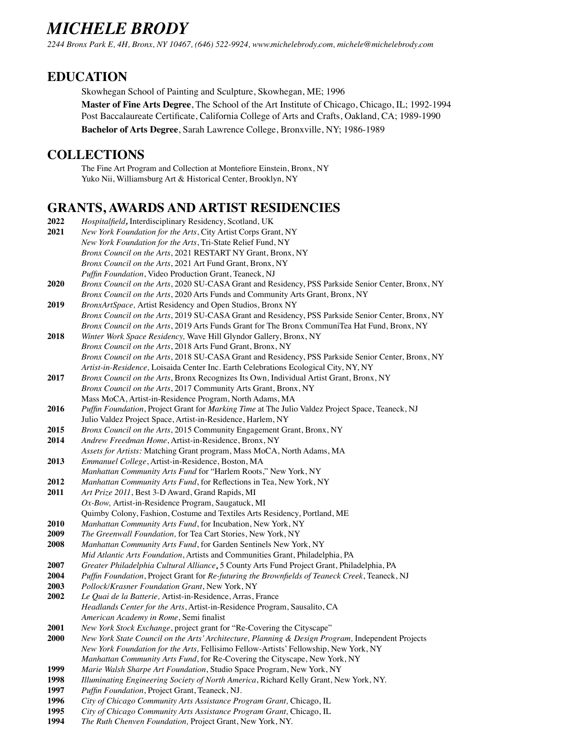# *MICHELE BRODY*

*2244 Bronx Park E, 4H, Bronx, NY 10467, (646) 522-9924, www.michelebrody.com, michele@michelebrody.com*

## EDUCATION

Skowhegan School of Painting and Sculpture, Skowhegan, ME; 1996
**Master of Fine Arts Degree**, The School of the Art Institute of Chicago, Chicago, IL; 1992-1994
Post Baccalaureate Certificate, California College of Arts and Crafts, Oakland, CA; 1989-1990
**Bachelor of Arts Degree**, Sarah Lawrence College, Bronxville, NY; 1986-1989

## COLLECTIONS

The Fine Art Program and Collection at Montefiore Einstein, Bronx, NY
Yuko Nii, Williamsburg Art & Historical Center, Brooklyn, NY

## GRANTS, AWARDS AND ARTIST RESIDENCIES

**2022** *Hospitalfield*, Interdisciplinary Residency, Scotland, UK

**2021** *New York Foundation for the Arts*, City Artist Corps Grant, NY
*New York Foundation for the Arts*, Tri-State Relief Fund, NY
*Bronx Council on the Arts*, 2021 RESTART NY Grant, Bronx, NY
*Bronx Council on the Arts*, 2021 Art Fund Grant, Bronx, NY
*Puffin Foundation*, Video Production Grant, Teaneck, NJ

**2020** *Bronx Council on the Arts*, 2020 SU-CASA Grant and Residency, PSS Parkside Senior Center, Bronx, NY
*Bronx Council on the Arts*, 2020 Arts Funds and Community Arts Grant, Bronx, NY

**2019** *BronxArtSpace,* Artist Residency and Open Studios, Bronx NY
*Bronx Council on the Arts*, 2019 SU-CASA Grant and Residency, PSS Parkside Senior Center, Bronx, NY
*Bronx Council on the Arts*, 2019 Arts Funds Grant for The Bronx CommuniTea Hat Fund, Bronx, NY

**2018** *Winter Work Space Residency,* Wave Hill Glyndor Gallery, Bronx, NY
*Bronx Council on the Arts*, 2018 Arts Fund Grant, Bronx, NY
*Bronx Council on the Arts*, 2018 SU-CASA Grant and Residency, PSS Parkside Senior Center, Bronx, NY
*Artist-in-Residence,* Loisaida Center Inc. Earth Celebrations Ecological City, NY, NY

**2017** *Bronx Council on the Arts*, Bronx Recognizes Its Own, Individual Artist Grant, Bronx, NY
*Bronx Council on the Arts*, 2017 Community Arts Grant, Bronx, NY
Mass MoCA, Artist-in-Residence Program, North Adams, MA

**2016** *Puffin Foundation*, Project Grant for *Marking Time* at The Julio Valdez Project Space, Teaneck, NJ
Julio Valdez Project Space, Artist-in-Residence, Harlem, NY

**2015** *Bronx Council on the Arts*, 2015 Community Engagement Grant, Bronx, NY

**2014** *Andrew Freedman Home*, Artist-in-Residence, Bronx, NY
*Assets for Artists:* Matching Grant program, Mass MoCA, North Adams, MA

**2013** *Emmanuel College*, Artist-in-Residence, Boston, MA
*Manhattan Community Arts Fund* for "Harlem Roots," New York, NY

**2012** *Manhattan Community Arts Fund*, for Reflections in Tea, New York, NY

**2011** *Art Prize 2011*, Best 3-D Award, Grand Rapids, MI
*Ox-Bow,* Artist-in-Residence Program, Saugatuck, MI
Quimby Colony, Fashion, Costume and Textiles Arts Residency, Portland, ME

**2010** *Manhattan Community Arts Fund*, for Incubation, New York, NY

**2009** *The Greenwall Foundation,* for Tea Cart Stories, New York, NY

**2008** *Manhattan Community Arts Fund*, for Garden Sentinels New York, NY
*Mid Atlantic Arts Foundation*, Artists and Communities Grant, Philadelphia, PA

**2007** *Greater Philadelphia Cultural Alliance*, 5 County Arts Fund Project Grant, Philadelphia, PA

**2004** *Puffin Foundation*, Project Grant for *Re-futuring the Brownfields of Teaneck Creek*, Teaneck, NJ

**2003** *Pollock/Krasner Foundation Grant*, New York, NY

**2002** *Le Quai de la Batterie,* Artist-in-Residence, Arras, France
*Headlands Center for the Arts*, Artist-in-Residence Program, Sausalito, CA
*American Academy in Rome*, Semi finalist

**2001** *New York Stock Exchange*, project grant for "Re-Covering the Cityscape"

**2000** *New York State Council on the Arts' Architecture, Planning & Design Program,* Independent Projects
*New York Foundation for the Arts,* Fellisimo Fellow-Artists' Fellowship, New York, NY
*Manhattan Community Arts Fund*, for Re-Covering the Cityscape, New York, NY

**1999** *Marie Walsh Sharpe Art Foundation*, Studio Space Program, New York, NY

**1998** *Illuminating Engineering Society of North America*, Richard Kelly Grant, New York, NY.

**1997** *Puffin Foundation*, Project Grant, Teaneck, NJ.

**1996** *City of Chicago Community Arts Assistance Program Grant,* Chicago, IL

**1995** *City of Chicago Community Arts Assistance Program Grant,* Chicago, IL

**1994** *The Ruth Chenven Foundation,* Project Grant, New York, NY.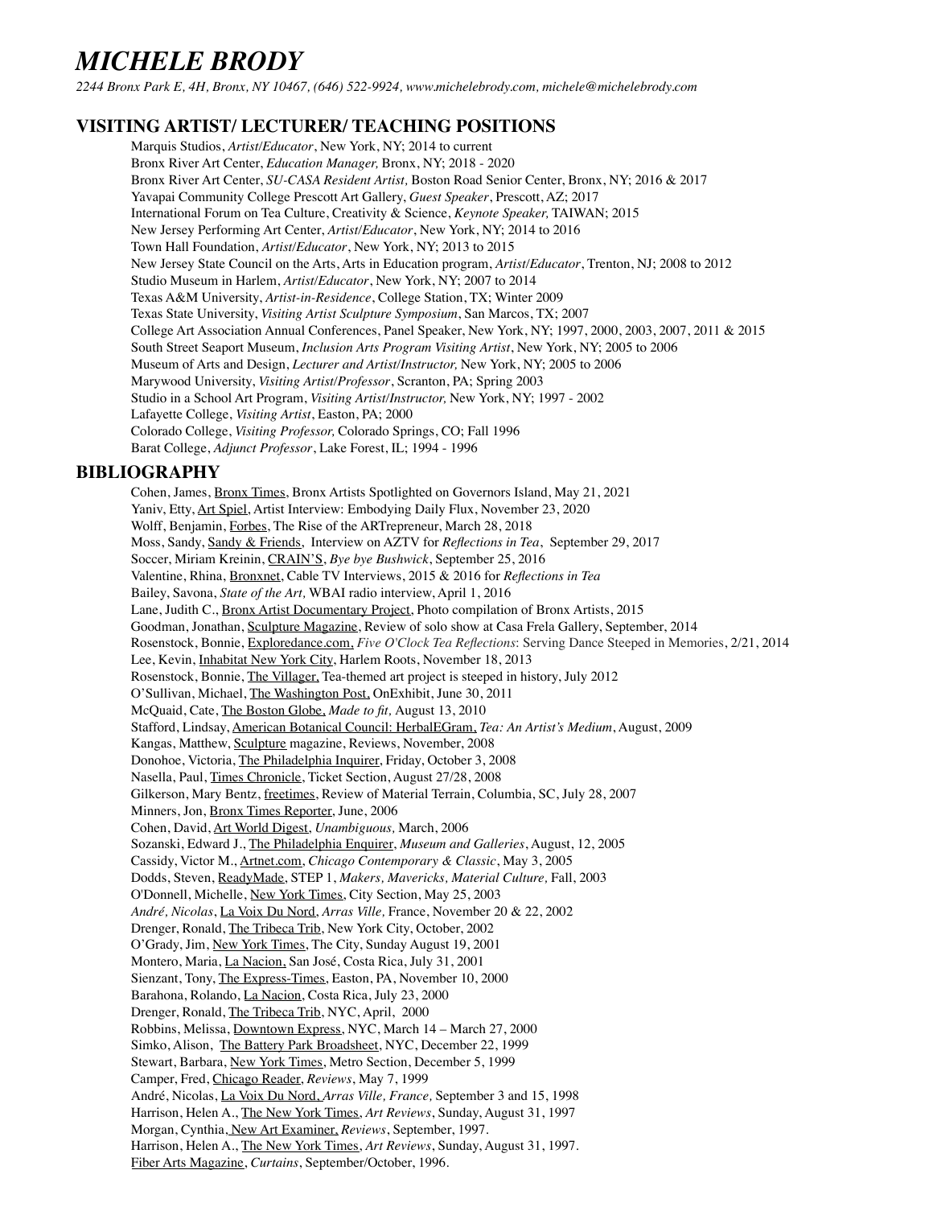# *MICHELE BRODY*

*2244 Bronx Park E, 4H, Bronx, NY 10467, (646) 522-9924, www.michelebrody.com, michele@michelebrody.com*

## VISITING ARTIST/ LECTURER/ TEACHING POSITIONS

Marquis Studios, *Artist/Educator*, New York, NY; 2014 to current
Bronx River Art Center, *Education Manager,* Bronx, NY; 2018 - 2020
Bronx River Art Center, *SU-CASA Resident Artist,* Boston Road Senior Center, Bronx, NY; 2016 & 2017
Yavapai Community College Prescott Art Gallery, *Guest Speaker*, Prescott, AZ; 2017
International Forum on Tea Culture, Creativity & Science, *Keynote Speaker,* TAIWAN; 2015
New Jersey Performing Art Center, *Artist/Educator*, New York, NY; 2014 to 2016
Town Hall Foundation, *Artist/Educator*, New York, NY; 2013 to 2015
New Jersey State Council on the Arts, Arts in Education program, *Artist/Educator*, Trenton, NJ; 2008 to 2012
Studio Museum in Harlem, *Artist/Educator*, New York, NY; 2007 to 2014
Texas A&M University, *Artist-in-Residence*, College Station, TX; Winter 2009
Texas State University, *Visiting Artist Sculpture Symposium*, San Marcos, TX; 2007
College Art Association Annual Conferences, Panel Speaker, New York, NY; 1997, 2000, 2003, 2007, 2011 & 2015
South Street Seaport Museum, *Inclusion Arts Program Visiting Artist*, New York, NY; 2005 to 2006
Museum of Arts and Design, *Lecturer and Artist/Instructor,* New York, NY; 2005 to 2006
Marywood University, *Visiting Artist/Professor*, Scranton, PA; Spring 2003
Studio in a School Art Program, *Visiting Artist/Instructor,* New York, NY; 1997 - 2002
Lafayette College, *Visiting Artist*, Easton, PA; 2000
Colorado College, *Visiting Professor,* Colorado Springs, CO; Fall 1996
Barat College, *Adjunct Professor*, Lake Forest, IL; 1994 - 1996

## BIBLIOGRAPHY

Cohen, James, Bronx Times, Bronx Artists Spotlighted on Governors Island, May 21, 2021
Yaniv, Etty, Art Spiel, Artist Interview: Embodying Daily Flux, November 23, 2020
Wolff, Benjamin, Forbes, The Rise of the ARTrepreneur, March 28, 2018
Moss, Sandy, Sandy & Friends, Interview on AZTV for *Reflections in Tea*, September 29, 2017
Soccer, Miriam Kreinin, CRAIN'S, *Bye bye Bushwick*, September 25, 2016
Valentine, Rhina, Bronxnet, Cable TV Interviews, 2015 & 2016 for *Reflections in Tea*
Bailey, Savona, *State of the Art,* WBAI radio interview, April 1, 2016
Lane, Judith C., Bronx Artist Documentary Project, Photo compilation of Bronx Artists, 2015
Goodman, Jonathan, Sculpture Magazine, Review of solo show at Casa Frela Gallery, September, 2014
Rosenstock, Bonnie, Exploredance.com, *Five O'Clock Tea Reflections*: Serving Dance Steeped in Memories, 2/21, 2014
Lee, Kevin, Inhabitat New York City, Harlem Roots, November 18, 2013
Rosenstock, Bonnie, The Villager, Tea-themed art project is steeped in history, July 2012
O'Sullivan, Michael, The Washington Post, OnExhibit, June 30, 2011
McQuaid, Cate, The Boston Globe, *Made to fit,* August 13, 2010
Stafford, Lindsay, American Botanical Council: HerbalEGram, *Tea: An Artist's Medium*, August, 2009
Kangas, Matthew, Sculpture magazine, Reviews, November, 2008
Donohoe, Victoria, The Philadelphia Inquirer, Friday, October 3, 2008
Nasella, Paul, Times Chronicle, Ticket Section, August 27/28, 2008
Gilkerson, Mary Bentz, freetimes, Review of Material Terrain, Columbia, SC, July 28, 2007
Minners, Jon, Bronx Times Reporter, June, 2006
Cohen, David, Art World Digest, *Unambiguous,* March, 2006
Sozanski, Edward J., The Philadelphia Enquirer, *Museum and Galleries*, August, 12, 2005
Cassidy, Victor M., Artnet.com, *Chicago Contemporary & Classic*, May 3, 2005
Dodds, Steven, ReadyMade, STEP 1, *Makers, Mavericks, Material Culture,* Fall, 2003
O'Donnell, Michelle, New York Times, City Section, May 25, 2003
*André, Nicolas*, La Voix Du Nord, *Arras Ville,* France, November 20 & 22, 2002
Drenger, Ronald, The Tribeca Trib, New York City, October, 2002
O'Grady, Jim, New York Times, The City, Sunday August 19, 2001
Montero, Maria, La Nacion, San José, Costa Rica, July 31, 2001
Sienzant, Tony, The Express-Times, Easton, PA, November 10, 2000
Barahona, Rolando, La Nacion, Costa Rica, July 23, 2000
Drenger, Ronald, The Tribeca Trib, NYC, April, 2000
Robbins, Melissa, Downtown Express, NYC, March 14 – March 27, 2000
Simko, Alison, The Battery Park Broadsheet, NYC, December 22, 1999
Stewart, Barbara, New York Times, Metro Section, December 5, 1999
Camper, Fred, Chicago Reader, *Reviews*, May 7, 1999
André, Nicolas, La Voix Du Nord, *Arras Ville, France,* September 3 and 15, 1998
Harrison, Helen A., The New York Times, *Art Reviews*, Sunday, August 31, 1997
Morgan, Cynthia, New Art Examiner, *Reviews*, September, 1997.
Harrison, Helen A., The New York Times, *Art Reviews*, Sunday, August 31, 1997.
Fiber Arts Magazine, *Curtains*, September/October, 1996.